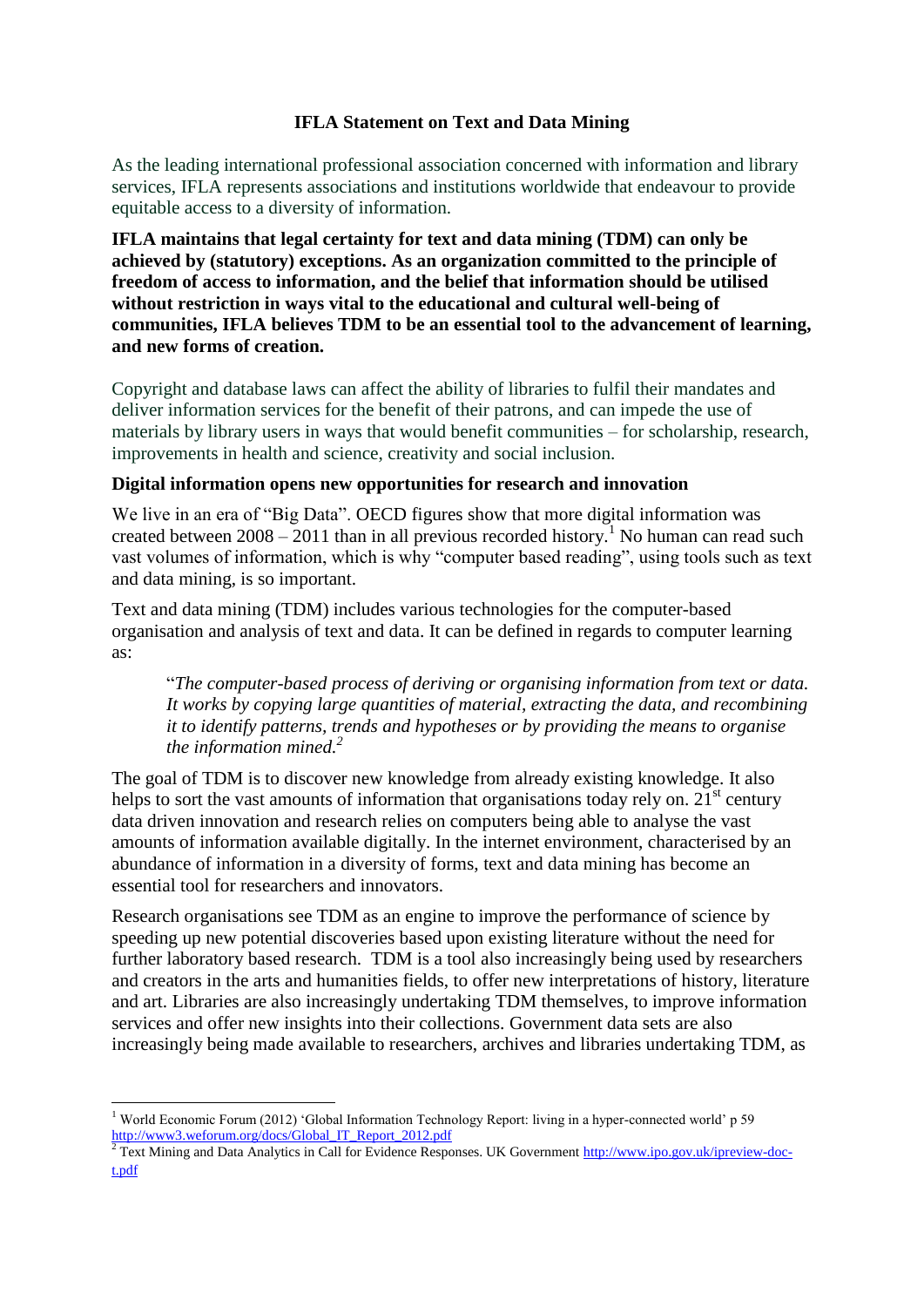# IFLA Statement on Text and Data Mining

As the leading international professional association concerned with information and library services, IFLA represents associations and institutions worldwide that endeavour to provide equitable access to a diversity of information.

**IFLA maintains that legal certainty for text and data mining (TDM) can only be achieved by (statutory) exceptions. As an organization committed to the principle of freedom of access to information, and the belief that information should be utilised without restriction in ways vital to the educational and cultural well-being of communities, IFLA believes TDM to be an essential tool to the advancement of learning, and new forms of creation.**

Copyright and database laws can affect the ability of libraries to fulfil their mandates and deliver information services for the benefit of their patrons, and can impede the use of materials by library users in ways that would benefit communities – for scholarship, research, improvements in health and science, creativity and social inclusion.

## Digital information opens new opportunities for research and innovation

We live in an era of "Big Data". OECD figures show that more digital information was created between 2008 – 2011 than in all previous recorded history.[1] No human can read such vast volumes of information, which is why "computer based reading", using tools such as text and data mining, is so important.

Text and data mining (TDM) includes various technologies for the computer-based organisation and analysis of text and data. It can be defined in regards to computer learning as:

> "*The computer-based process of deriving or organising information from text or data. It works by copying large quantities of material, extracting the data, and recombining it to identify patterns, trends and hypotheses or by providing the means to organise the information mined.*[2]

The goal of TDM is to discover new knowledge from already existing knowledge. It also helps to sort the vast amounts of information that organisations today rely on. 21st century data driven innovation and research relies on computers being able to analyse the vast amounts of information available digitally. In the internet environment, characterised by an abundance of information in a diversity of forms, text and data mining has become an essential tool for researchers and innovators.

Research organisations see TDM as an engine to improve the performance of science by speeding up new potential discoveries based upon existing literature without the need for further laboratory based research. TDM is a tool also increasingly being used by researchers and creators in the arts and humanities fields, to offer new interpretations of history, literature and art. Libraries are also increasingly undertaking TDM themselves, to improve information services and offer new insights into their collections. Government data sets are also increasingly being made available to researchers, archives and libraries undertaking TDM, as

---

[1] World Economic Forum (2012) 'Global Information Technology Report: living in a hyper-connected world' p 59 http://www3.weforum.org/docs/Global_IT_Report_2012.pdf

[2] Text Mining and Data Analytics in Call for Evidence Responses. UK Government http://www.ipo.gov.uk/ipreview-doc-t.pdf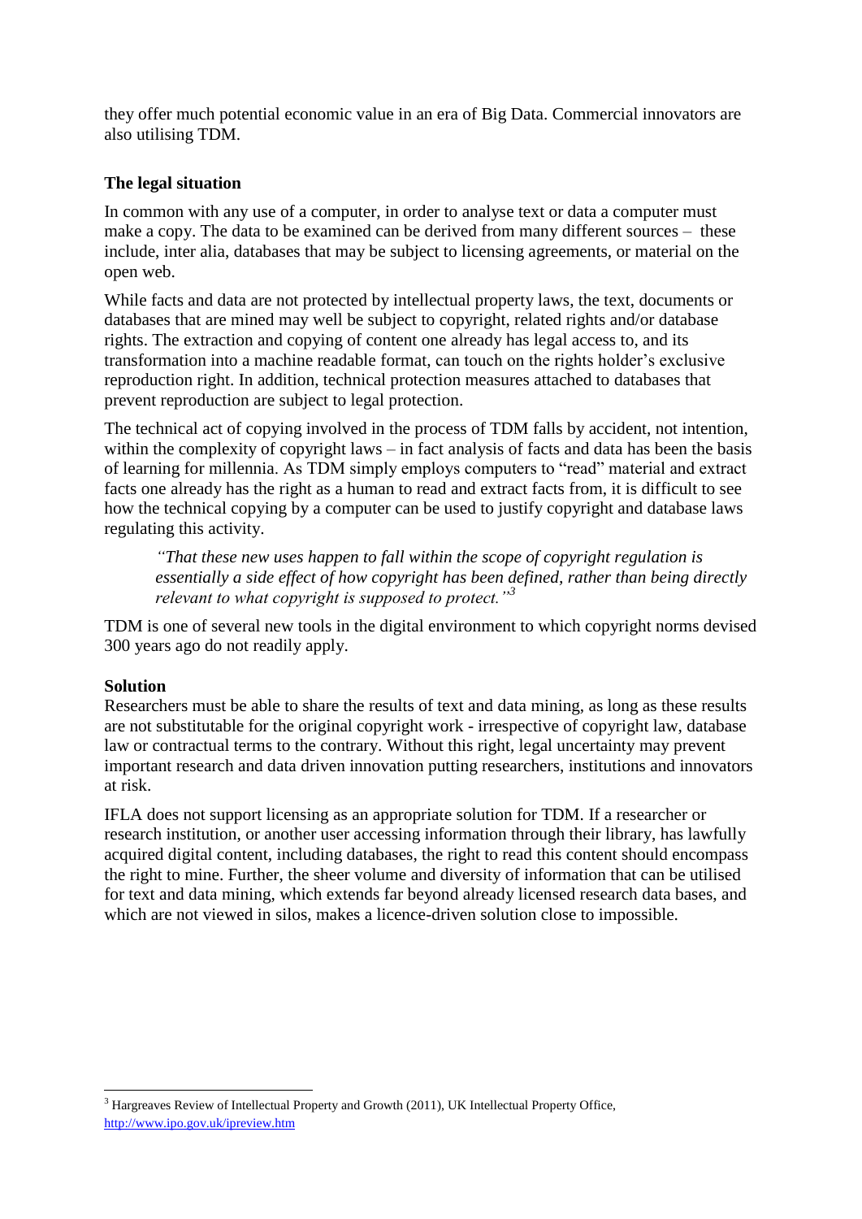they offer much potential economic value in an era of Big Data. Commercial innovators are also utilising TDM.

## The legal situation

In common with any use of a computer, in order to analyse text or data a computer must make a copy. The data to be examined can be derived from many different sources – these include, inter alia, databases that may be subject to licensing agreements, or material on the open web.

While facts and data are not protected by intellectual property laws, the text, documents or databases that are mined may well be subject to copyright, related rights and/or database rights. The extraction and copying of content one already has legal access to, and its transformation into a machine readable format, can touch on the rights holder's exclusive reproduction right. In addition, technical protection measures attached to databases that prevent reproduction are subject to legal protection.

The technical act of copying involved in the process of TDM falls by accident, not intention, within the complexity of copyright laws – in fact analysis of facts and data has been the basis of learning for millennia. As TDM simply employs computers to "read" material and extract facts one already has the right as a human to read and extract facts from, it is difficult to see how the technical copying by a computer can be used to justify copyright and database laws regulating this activity.

> *"That these new uses happen to fall within the scope of copyright regulation is essentially a side effect of how copyright has been defined, rather than being directly relevant to what copyright is supposed to protect."*[3]

TDM is one of several new tools in the digital environment to which copyright norms devised 300 years ago do not readily apply.

## Solution

Researchers must be able to share the results of text and data mining, as long as these results are not substitutable for the original copyright work - irrespective of copyright law, database law or contractual terms to the contrary. Without this right, legal uncertainty may prevent important research and data driven innovation putting researchers, institutions and innovators at risk.

IFLA does not support licensing as an appropriate solution for TDM. If a researcher or research institution, or another user accessing information through their library, has lawfully acquired digital content, including databases, the right to read this content should encompass the right to mine. Further, the sheer volume and diversity of information that can be utilised for text and data mining, which extends far beyond already licensed research data bases, and which are not viewed in silos, makes a licence-driven solution close to impossible.

---

[3] Hargreaves Review of Intellectual Property and Growth (2011), UK Intellectual Property Office, http://www.ipo.gov.uk/ipreview.htm